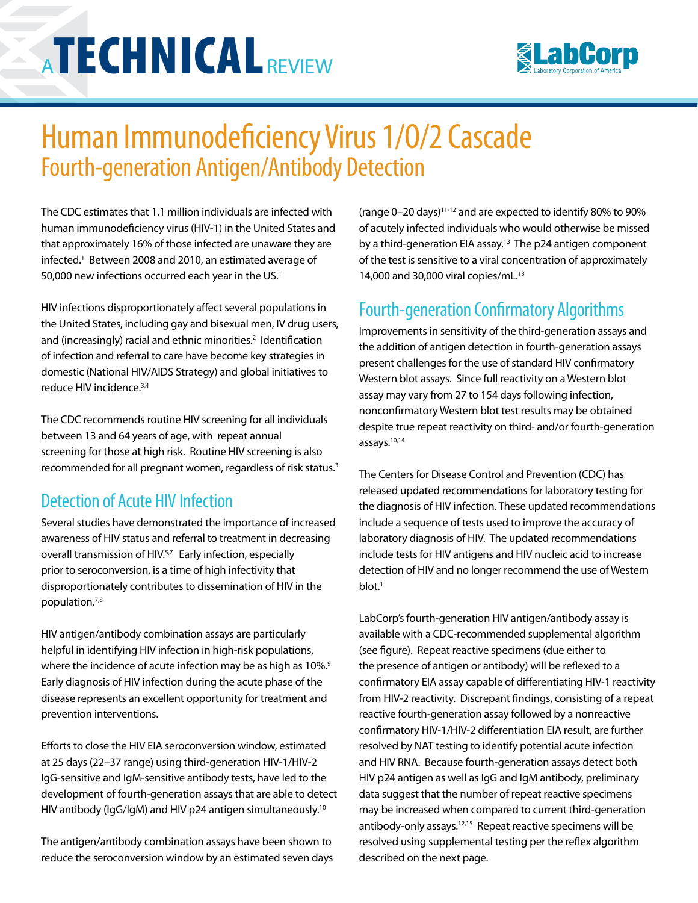# A TECHNICAL REVIEW

# Human Immunodeficiency Virus 1/O/2 Cascade

## Fourth-generation Antigen/Antibody Detection

The CDC estimates that 1.1 million individuals are infected with human immunodeficiency virus (HIV-1) in the United States and that approximately 16% of those infected are unaware they are infected.[1] Between 2008 and 2010, an estimated average of 50,000 new infections occurred each year in the US.[1]

HIV infections disproportionately affect several populations in the United States, including gay and bisexual men, IV drug users, and (increasingly) racial and ethnic minorities.[2] Identification of infection and referral to care have become key strategies in domestic (National HIV/AIDS Strategy) and global initiatives to reduce HIV incidence.[3,4]

The CDC recommends routine HIV screening for all individuals between 13 and 64 years of age, with repeat annual screening for those at high risk. Routine HIV screening is also recommended for all pregnant women, regardless of risk status.[3]

## Detection of Acute HIV Infection

Several studies have demonstrated the importance of increased awareness of HIV status and referral to treatment in decreasing overall transmission of HIV.[5,7] Early infection, especially prior to seroconversion, is a time of high infectivity that disproportionately contributes to dissemination of HIV in the population.[7,8]

HIV antigen/antibody combination assays are particularly helpful in identifying HIV infection in high-risk populations, where the incidence of acute infection may be as high as 10%.[9] Early diagnosis of HIV infection during the acute phase of the disease represents an excellent opportunity for treatment and prevention interventions.

Efforts to close the HIV EIA seroconversion window, estimated at 25 days (22–37 range) using third-generation HIV-1/HIV-2 IgG-sensitive and IgM-sensitive antibody tests, have led to the development of fourth-generation assays that are able to detect HIV antibody (IgG/IgM) and HIV p24 antigen simultaneously.[10]

The antigen/antibody combination assays have been shown to reduce the seroconversion window by an estimated seven days (range 0–20 days)[11-12] and are expected to identify 80% to 90% of acutely infected individuals who would otherwise be missed by a third-generation EIA assay.[13] The p24 antigen component of the test is sensitive to a viral concentration of approximately 14,000 and 30,000 viral copies/mL.[13]

## Fourth-generation Confirmatory Algorithms

Improvements in sensitivity of the third-generation assays and the addition of antigen detection in fourth-generation assays present challenges for the use of standard HIV confirmatory Western blot assays. Since full reactivity on a Western blot assay may vary from 27 to 154 days following infection, nonconfirmatory Western blot test results may be obtained despite true repeat reactivity on third- and/or fourth-generation assays.[10,14]

The Centers for Disease Control and Prevention (CDC) has released updated recommendations for laboratory testing for the diagnosis of HIV infection. These updated recommendations include a sequence of tests used to improve the accuracy of laboratory diagnosis of HIV. The updated recommendations include tests for HIV antigens and HIV nucleic acid to increase detection of HIV and no longer recommend the use of Western blot.[1]

LabCorp's fourth-generation HIV antigen/antibody assay is available with a CDC-recommended supplemental algorithm (see figure). Repeat reactive specimens (due either to the presence of antigen or antibody) will be reflexed to a confirmatory EIA assay capable of differentiating HIV-1 reactivity from HIV-2 reactivity. Discrepant findings, consisting of a repeat reactive fourth-generation assay followed by a nonreactive confirmatory HIV-1/HIV-2 differentiation EIA result, are further resolved by NAT testing to identify potential acute infection and HIV RNA. Because fourth-generation assays detect both HIV p24 antigen as well as IgG and IgM antibody, preliminary data suggest that the number of repeat reactive specimens may be increased when compared to current third-generation antibody-only assays.[12,15] Repeat reactive specimens will be resolved using supplemental testing per the reflex algorithm described on the next page.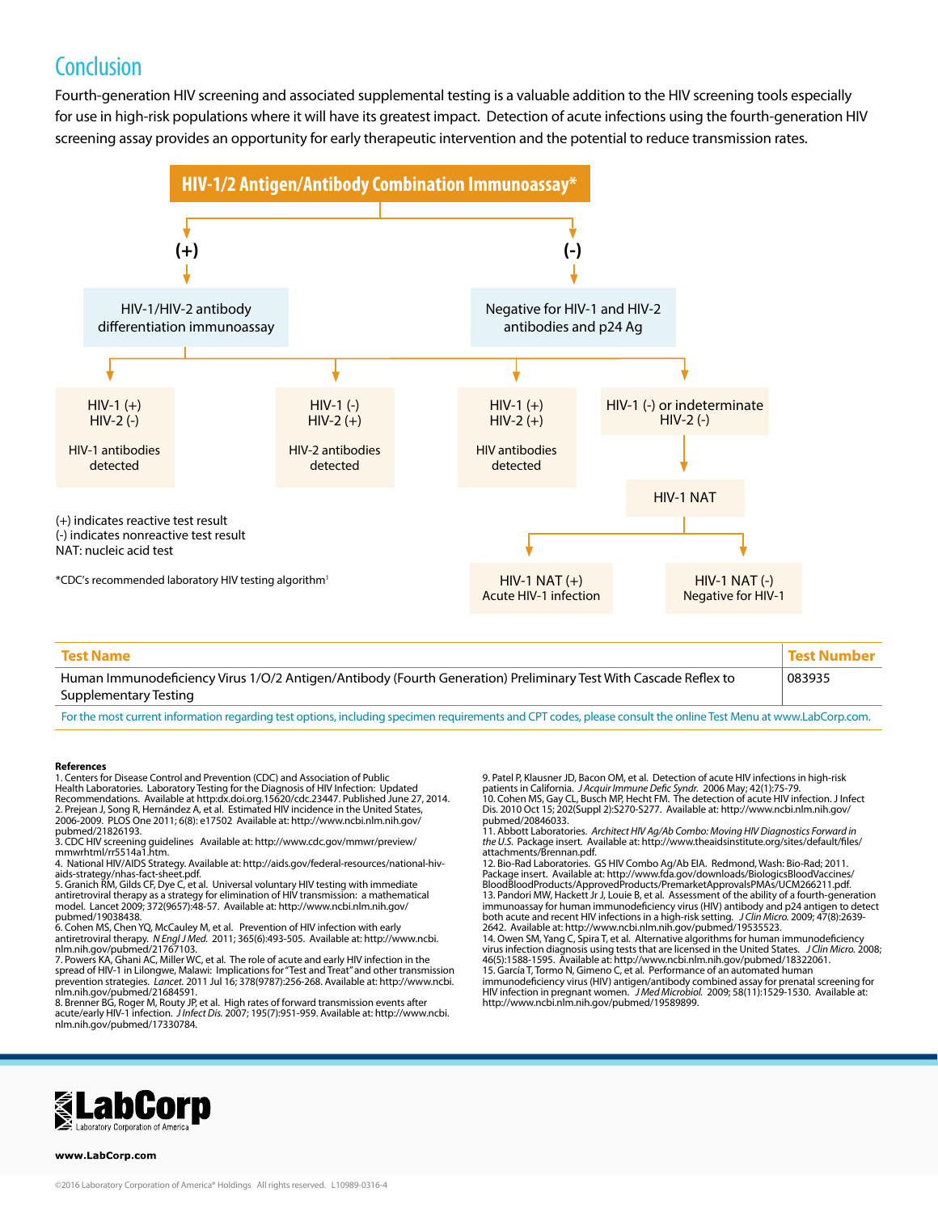## Conclusion

Fourth-generation HIV screening and associated supplemental testing is a valuable addition to the HIV screening tools especially for use in high-risk populations where it will have its greatest impact. Detection of acute infections using the fourth-generation HIV screening assay provides an opportunity for early therapeutic intervention and the potential to reduce transmission rates.

**HIV-1/2 Antigen/Antibody Combination Immunoassay***

(+)

HIV-1/HIV-2 antibody differentiation immunoassay

(-)

Negative for HIV-1 and HIV-2 antibodies and p24 Ag

HIV-1 (+)
HIV-2 (-)
HIV-1 antibodies detected

HIV-1 (-)
HIV-2 (+)
HIV-2 antibodies detected

HIV-1 (+)
HIV-2 (+)
HIV antibodies detected

HIV-1 (-) or indeterminate
HIV-2 (-)

HIV-1 NAT

HIV-1 NAT (+)
Acute HIV-1 infection

HIV-1 NAT (-)
Negative for HIV-1

(+) indicates reactive test result
(-) indicates nonreactive test result
NAT: nucleic acid test

*CDC's recommended laboratory HIV testing algorithm[1]

| Test Name | Test Number |
|---|---|
| Human Immunodeficiency Virus 1/O/2 Antigen/Antibody (Fourth Generation) Preliminary Test With Cascade Reflex to Supplementary Testing | 083935 |

For the most current information regarding test options, including specimen requirements and CPT codes, please consult the online Test Menu at www.LabCorp.com.

**References**

1. Centers for Disease Control and Prevention (CDC) and Association of Public Health Laboratories. Laboratory Testing for the Diagnosis of HIV Infection: Updated Recommendations. Available at http:dx.doi.org.15620/cdc.23447. Published June 27, 2014.
2. Prejean J, Song R, Hernández A, et al. Estimated HIV incidence in the United States, 2006-2009. PLOS One 2011; 6(8): e17502 Available at: http://www.ncbi.nlm.nih.gov/pubmed/21826193.
3. CDC HIV screening guidelines Available at: http://www.cdc.gov/mmwr/preview/mmwrhtml/rr5514a1.htm.
4. National HIV/AIDS Strategy. Available at: http://aids.gov/federal-resources/national-hiv-aids-strategy/nhas-fact-sheet.pdf.
5. Granich RM, Gilds CF, Dye C, et al. Universal voluntary HIV testing with immediate antiretroviral therapy as a strategy for elimination of HIV transmission: a mathematical model. Lancet 2009; 372(9657):48-57. Available at: http://www.ncbi.nlm.nih.gov/pubmed/19038438.
6. Cohen MS, Chen YQ, McCauley M, et al. Prevention of HIV infection with early antiretroviral therapy. *N Engl J Med.* 2011; 365(6):493-505. Available at: http://www.ncbi.nlm.nih.gov/pubmed/21767103.
7. Powers KA, Ghani AC, Miller WC, et al. The role of acute and early HIV infection in the spread of HIV-1 in Lilongwe, Malawi: Implications for "Test and Treat" and other transmission prevention strategies. *Lancet.* 2011 Jul 16; 378(9787):256-268. Available at: http://www.ncbi.nlm.nih.gov/pubmed/21684591.
8. Brenner BG, Roger M, Routy JP, et al. High rates of forward transmission events after acute/early HIV-1 infection. *J Infect Dis.* 2007; 195(7):951-959. Available at: http://www.ncbi.nlm.nih.gov/pubmed/17330784.
9. Patel P, Klausner JD, Bacon OM, et al. Detection of acute HIV infections in high-risk patients in California. *J Acquir Immune Defic Syndr.* 2006 May; 42(1):75-79.
10. Cohen MS, Gay CL, Busch MP, Hecht FM. The detection of acute HIV infection. J Infect Dis. 2010 Oct 15; 202(Suppl 2):S270-S277. Available at: http://www.ncbi.nlm.nih.gov/pubmed/20846033.
11. Abbott Laboratories. *Architect HIV Ag/Ab Combo: Moving HIV Diagnostics Forward in the U.S.* Package insert. Available at: http://www.theaidsinstitute.org/sites/default/files/attachments/Brennan.pdf.
12. Bio-Rad Laboratories. GS HIV Combo Ag/Ab EIA. Redmond, Wash: Bio-Rad; 2011. Package insert. Available at: http://www.fda.gov/downloads/BiologicsBloodVaccines/BloodBloodProducts/ApprovedProducts/PremarketApprovalsPMAs/UCM266211.pdf.
13. Pandori MW, Hackett Jr J, Louie B, et al. Assessment of the ability of a fourth-generation immunoassay for human immunodeficiency virus (HIV) antibody and p24 antigen to detect both acute and recent HIV infections in a high-risk setting. *J Clin Micro.* 2009; 47(8):2639-2642. Available at: http://www.ncbi.nlm.nih.gov/pubmed/19535523.
14. Owen SM, Yang C, Spira T, et al. Alternative algorithms for human immunodeficiency virus infection diagnosis using tests that are licensed in the United States. *J Clin Micro.* 2008; 46(5):1588-1595. Available at: http://www.ncbi.nlm.nih.gov/pubmed/18322061.
15. García T, Tormo N, Gimeno C, et al. Performance of an automated human immunodeficiency virus (HIV) antigen/antibody combined assay for prenatal screening for HIV infection in pregnant women. *J Med Microbiol.* 2009; 58(11):1529-1530. Available at: http://www.ncbi.nlm.nih.gov/pubmed/19589899.

LabCorp
Laboratory Corporation of America

**www.LabCorp.com**

©2016 Laboratory Corporation of America® Holdings All rights reserved. L10989-0316-4